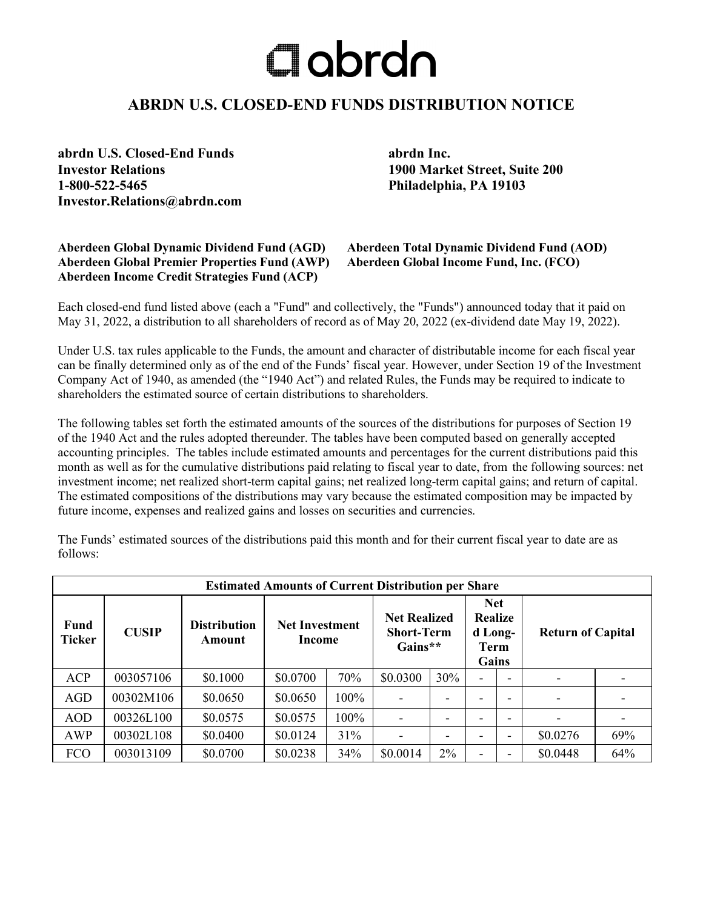# abrdn

## ABRDN U.S. CLOSED-END FUNDS DISTRIBUTION NOTICE

**abrdn U.S. Closed-End Funds**
**Investor Relations**
**1-800-522-5465**
**Investor.Relations@abrdn.com**

**abrdn Inc.**
**1900 Market Street, Suite 200**
**Philadelphia, PA 19103**

**Aberdeen Global Dynamic Dividend Fund (AGD)**
**Aberdeen Global Premier Properties Fund (AWP)**
**Aberdeen Income Credit Strategies Fund (ACP)**
**Aberdeen Total Dynamic Dividend Fund (AOD)**
**Aberdeen Global Income Fund, Inc. (FCO)**

Each closed-end fund listed above (each a "Fund" and collectively, the "Funds") announced today that it paid on May 31, 2022, a distribution to all shareholders of record as of May 20, 2022 (ex-dividend date May 19, 2022).

Under U.S. tax rules applicable to the Funds, the amount and character of distributable income for each fiscal year can be finally determined only as of the end of the Funds' fiscal year. However, under Section 19 of the Investment Company Act of 1940, as amended (the "1940 Act") and related Rules, the Funds may be required to indicate to shareholders the estimated source of certain distributions to shareholders.

The following tables set forth the estimated amounts of the sources of the distributions for purposes of Section 19 of the 1940 Act and the rules adopted thereunder. The tables have been computed based on generally accepted accounting principles. The tables include estimated amounts and percentages for the current distributions paid this month as well as for the cumulative distributions paid relating to fiscal year to date, from the following sources: net investment income; net realized short-term capital gains; net realized long-term capital gains; and return of capital. The estimated compositions of the distributions may vary because the estimated composition may be impacted by future income, expenses and realized gains and losses on securities and currencies.

The Funds' estimated sources of the distributions paid this month and for their current fiscal year to date are as follows:

| **Estimated Amounts of Current Distribution per Share** | | | | | | | | | | |
|---|---|---|---|---|---|---|---|---|---|---|
| **Fund Ticker** | **CUSIP** | **Distribution Amount** | **Net Investment Income** | | **Net Realized Short-Term Gains\*\*** | | **Net Realized Long-Term Gains** | | **Return of Capital** | |
| ACP | 003057106 | $0.1000 | $0.0700 | 70% | $0.0300 | 30% | - | - | - | - |
| AGD | 00302M106 | $0.0650 | $0.0650 | 100% | - | - | - | - | - | - |
| AOD | 00326L100 | $0.0575 | $0.0575 | 100% | - | - | - | - | - | - |
| AWP | 00302L108 | $0.0400 | $0.0124 | 31% | - | - | - | - | $0.0276 | 69% |
| FCO | 003013109 | $0.0700 | $0.0238 | 34% | $0.0014 | 2% | - | - | $0.0448 | 64% |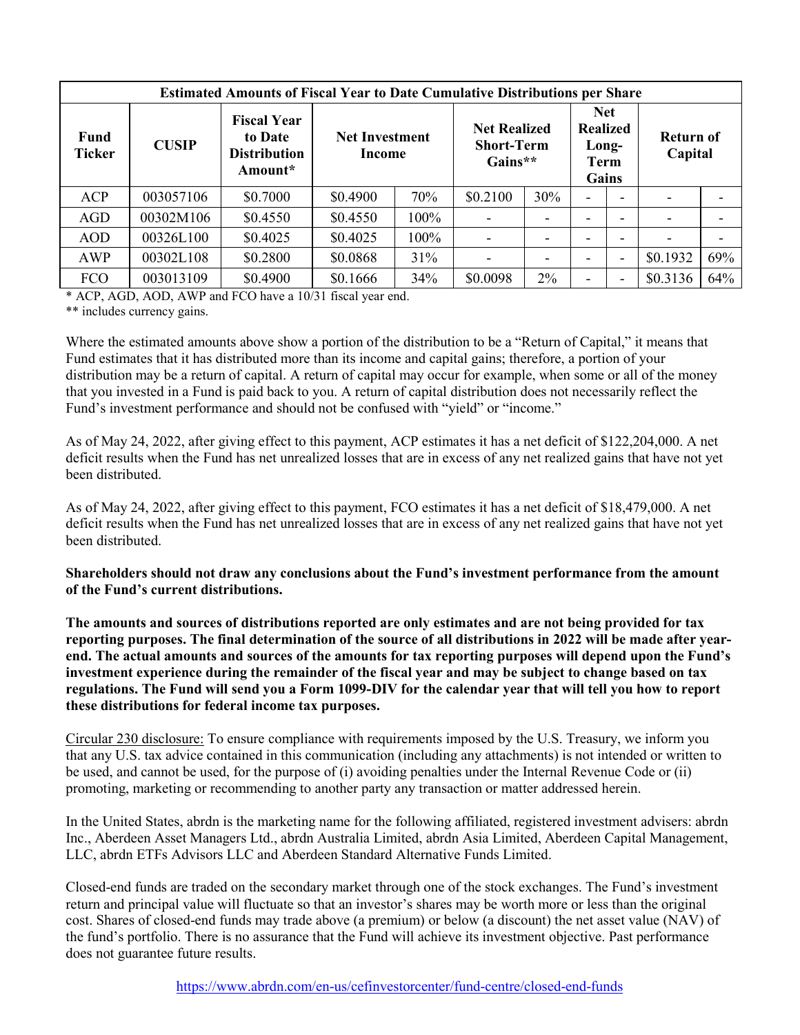| Estimated Amounts of Fiscal Year to Date Cumulative Distributions per Share | | | | | | | | | | |
|---|---|---|---|---|---|---|---|---|---|---|
| Fund Ticker | CUSIP | Fiscal Year to Date Distribution Amount* | Net Investment Income | | Net Realized Short-Term Gains** | | Net Realized Long-Term Gains | | Return of Capital | |
| ACP | 003057106 | $0.7000 | $0.4900 | 70% | $0.2100 | 30% | - | - | - | - |
| AGD | 00302M106 | $0.4550 | $0.4550 | 100% | - | - | - | - | - | - |
| AOD | 00326L100 | $0.4025 | $0.4025 | 100% | - | - | - | - | - | - |
| AWP | 00302L108 | $0.2800 | $0.0868 | 31% | - | - | - | - | $0.1932 | 69% |
| FCO | 003013109 | $0.4900 | $0.1666 | 34% | $0.0098 | 2% | - | - | $0.3136 | 64% |

* ACP, AGD, AOD, AWP and FCO have a 10/31 fiscal year end.

** includes currency gains.

Where the estimated amounts above show a portion of the distribution to be a "Return of Capital," it means that Fund estimates that it has distributed more than its income and capital gains; therefore, a portion of your distribution may be a return of capital. A return of capital may occur for example, when some or all of the money that you invested in a Fund is paid back to you. A return of capital distribution does not necessarily reflect the Fund's investment performance and should not be confused with "yield" or "income."

As of May 24, 2022, after giving effect to this payment, ACP estimates it has a net deficit of $122,204,000. A net deficit results when the Fund has net unrealized losses that are in excess of any net realized gains that have not yet been distributed.

As of May 24, 2022, after giving effect to this payment, FCO estimates it has a net deficit of $18,479,000. A net deficit results when the Fund has net unrealized losses that are in excess of any net realized gains that have not yet been distributed.

**Shareholders should not draw any conclusions about the Fund's investment performance from the amount of the Fund's current distributions.**

**The amounts and sources of distributions reported are only estimates and are not being provided for tax reporting purposes. The final determination of the source of all distributions in 2022 will be made after year-end. The actual amounts and sources of the amounts for tax reporting purposes will depend upon the Fund's investment experience during the remainder of the fiscal year and may be subject to change based on tax regulations. The Fund will send you a Form 1099-DIV for the calendar year that will tell you how to report these distributions for federal income tax purposes.**

Circular 230 disclosure: To ensure compliance with requirements imposed by the U.S. Treasury, we inform you that any U.S. tax advice contained in this communication (including any attachments) is not intended or written to be used, and cannot be used, for the purpose of (i) avoiding penalties under the Internal Revenue Code or (ii) promoting, marketing or recommending to another party any transaction or matter addressed herein.

In the United States, abrdn is the marketing name for the following affiliated, registered investment advisers: abrdn Inc., Aberdeen Asset Managers Ltd., abrdn Australia Limited, abrdn Asia Limited, Aberdeen Capital Management, LLC, abrdn ETFs Advisors LLC and Aberdeen Standard Alternative Funds Limited.

Closed-end funds are traded on the secondary market through one of the stock exchanges. The Fund's investment return and principal value will fluctuate so that an investor's shares may be worth more or less than the original cost. Shares of closed-end funds may trade above (a premium) or below (a discount) the net asset value (NAV) of the fund's portfolio. There is no assurance that the Fund will achieve its investment objective. Past performance does not guarantee future results.

https://www.abrdn.com/en-us/cefinvestorcenter/fund-centre/closed-end-funds